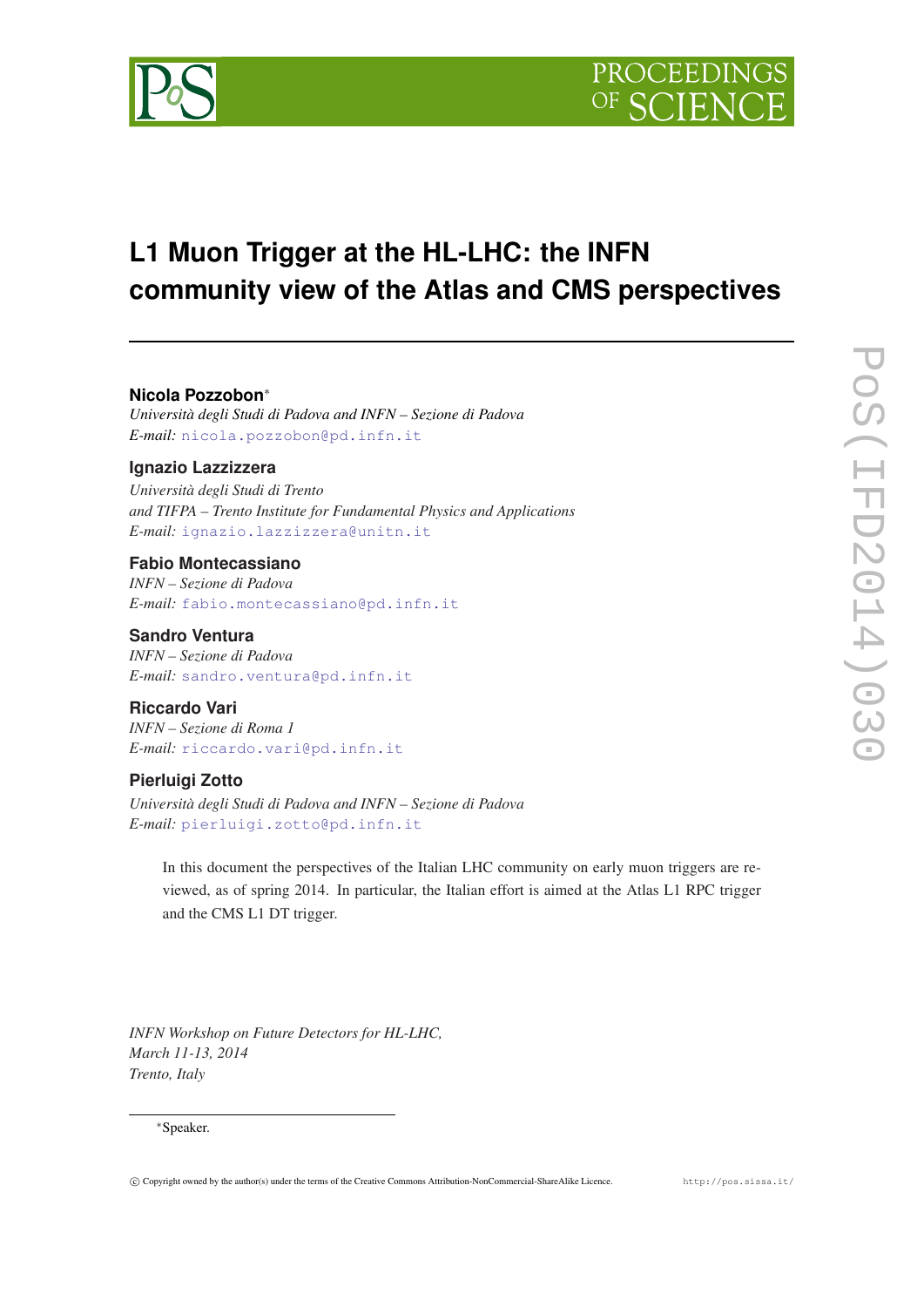# L1 Muon Trigger at the HL-LHC: the INFN community view of the Atlas and CMS perspectives

**Nicola Pozzobon***

*Università degli Studi di Padova and INFN – Sezione di Padova*

*E-mail:* nicola.pozzobon@pd.infn.it

**Ignazio Lazzizzera**

*Università degli Studi di Trento*

*and TIFPA – Trento Institute for Fundamental Physics and Applications*

*E-mail:* ignazio.lazzizzera@unitn.it

**Fabio Montecassiano**

*INFN – Sezione di Padova*

*E-mail:* fabio.montecassiano@pd.infn.it

**Sandro Ventura**

*INFN – Sezione di Padova*

*E-mail:* sandro.ventura@pd.infn.it

**Riccardo Vari**

*INFN – Sezione di Roma 1*

*E-mail:* riccardo.vari@pd.infn.it

**Pierluigi Zotto**

*Università degli Studi di Padova and INFN – Sezione di Padova*

*E-mail:* pierluigi.zotto@pd.infn.it

In this document the perspectives of the Italian LHC community on early muon triggers are reviewed, as of spring 2014. In particular, the Italian effort is aimed at the Atlas L1 RPC trigger and the CMS L1 DT trigger.

*INFN Workshop on Future Detectors for HL-LHC,*
*March 11-13, 2014*
*Trento, Italy*

*Speaker.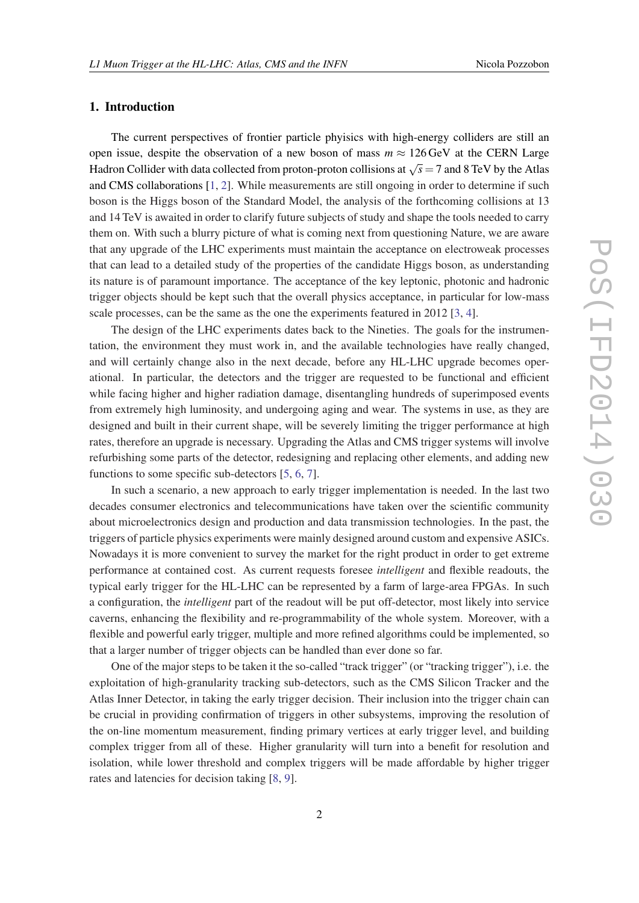## 1. Introduction

The current perspectives of frontier particle phyisics with high-energy colliders are still an open issue, despite the observation of a new boson of mass $m \approx 126\,\text{GeV}$ at the CERN Large Hadron Collider with data collected from proton-proton collisions at $\sqrt{s} = 7$ and $8\,\text{TeV}$ by the Atlas and CMS collaborations [1, 2]. While measurements are still ongoing in order to determine if such boson is the Higgs boson of the Standard Model, the analysis of the forthcoming collisions at 13 and 14 TeV is awaited in order to clarify future subjects of study and shape the tools needed to carry them on. With such a blurry picture of what is coming next from questioning Nature, we are aware that any upgrade of the LHC experiments must maintain the acceptance on electroweak processes that can lead to a detailed study of the properties of the candidate Higgs boson, as understanding its nature is of paramount importance. The acceptance of the key leptonic, photonic and hadronic trigger objects should be kept such that the overall physics acceptance, in particular for low-mass scale processes, can be the same as the one the experiments featured in 2012 [3, 4].

The design of the LHC experiments dates back to the Nineties. The goals for the instrumentation, the environment they must work in, and the available technologies have really changed, and will certainly change also in the next decade, before any HL-LHC upgrade becomes operational. In particular, the detectors and the trigger are requested to be functional and efficient while facing higher and higher radiation damage, disentangling hundreds of superimposed events from extremely high luminosity, and undergoing aging and wear. The systems in use, as they are designed and built in their current shape, will be severely limiting the trigger performance at high rates, therefore an upgrade is necessary. Upgrading the Atlas and CMS trigger systems will involve refurbishing some parts of the detector, redesigning and replacing other elements, and adding new functions to some specific sub-detectors [5, 6, 7].

In such a scenario, a new approach to early trigger implementation is needed. In the last two decades consumer electronics and telecommunications have taken over the scientific community about microelectronics design and production and data transmission technologies. In the past, the triggers of particle physics experiments were mainly designed around custom and expensive ASICs. Nowadays it is more convenient to survey the market for the right product in order to get extreme performance at contained cost. As current requests foresee *intelligent* and flexible readouts, the typical early trigger for the HL-LHC can be represented by a farm of large-area FPGAs. In such a configuration, the *intelligent* part of the readout will be put off-detector, most likely into service caverns, enhancing the flexibility and re-programmability of the whole system. Moreover, with a flexible and powerful early trigger, multiple and more refined algorithms could be implemented, so that a larger number of trigger objects can be handled than ever done so far.

One of the major steps to be taken it the so-called "track trigger" (or "tracking trigger"), i.e. the exploitation of high-granularity tracking sub-detectors, such as the CMS Silicon Tracker and the Atlas Inner Detector, in taking the early trigger decision. Their inclusion into the trigger chain can be crucial in providing confirmation of triggers in other subsystems, improving the resolution of the on-line momentum measurement, finding primary vertices at early trigger level, and building complex trigger from all of these. Higher granularity will turn into a benefit for resolution and isolation, while lower threshold and complex triggers will be made affordable by higher trigger rates and latencies for decision taking [8, 9].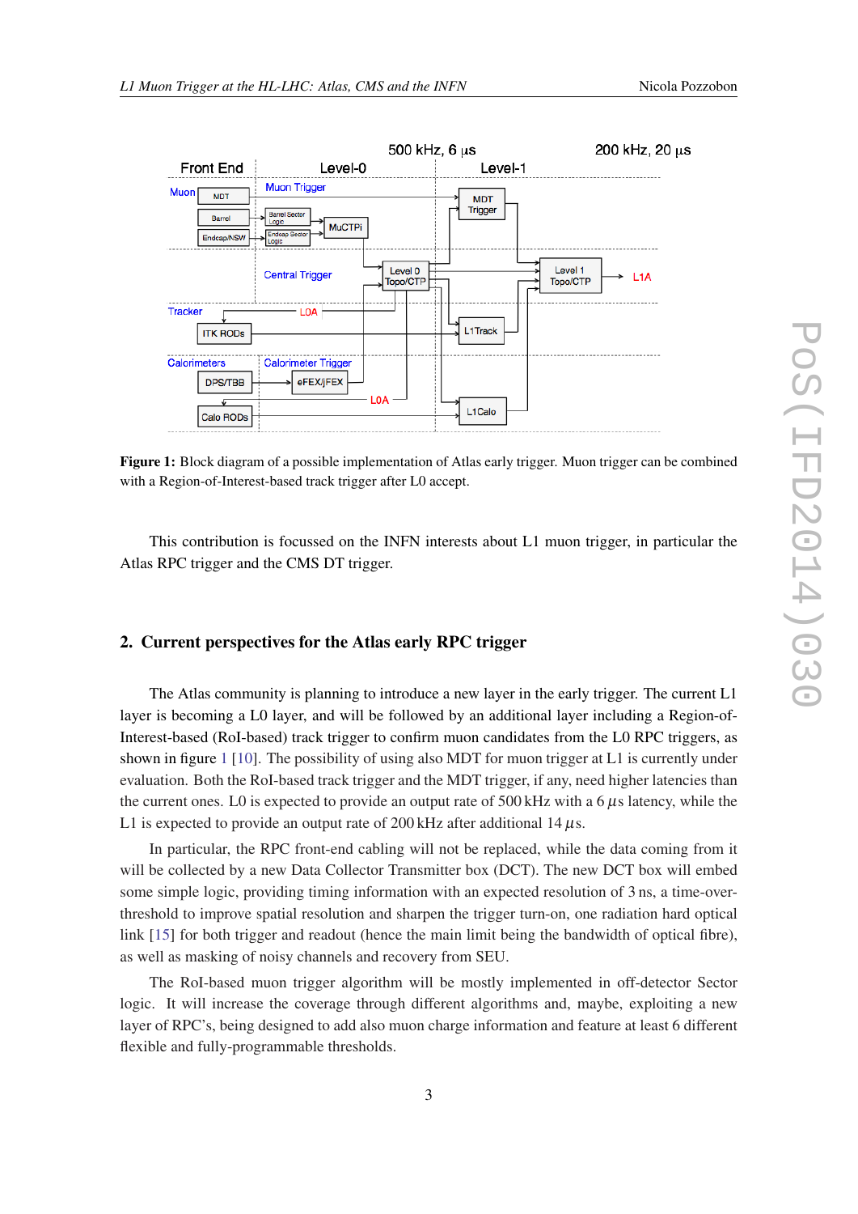500 kHz, 6 μs
200 kHz, 20 μs
Front End
Level-0
Level-1
Muon
MDT
Barrel
Endcap/NSW
Muon Trigger
Barrel Sector Logic
Endcap Sector Logic
MuCTPi
MDT Trigger
Central Trigger
Level 0 Topo/CTP
Level 1 Topo/CTP
L1A
Tracker
L0A
ITK RODs
L1Track
Calorimeters
Calorimeter Trigger
DPS/TBB
eFEX/jFEX
L0A
Calo RODs
L1Calo

**Figure 1:** Block diagram of a possible implementation of Atlas early trigger. Muon trigger can be combined with a Region-of-Interest-based track trigger after L0 accept.

This contribution is focussed on the INFN interests about L1 muon trigger, in particular the Atlas RPC trigger and the CMS DT trigger.

## 2. Current perspectives for the Atlas early RPC trigger

The Atlas community is planning to introduce a new layer in the early trigger. The current L1 layer is becoming a L0 layer, and will be followed by an additional layer including a Region-of-Interest-based (RoI-based) track trigger to confirm muon candidates from the L0 RPC triggers, as shown in figure 1 [10]. The possibility of using also MDT for muon trigger at L1 is currently under evaluation. Both the RoI-based track trigger and the MDT trigger, if any, need higher latencies than the current ones. L0 is expected to provide an output rate of 500 kHz with a 6 $\mu$s latency, while the L1 is expected to provide an output rate of 200 kHz after additional 14 $\mu$s.

In particular, the RPC front-end cabling will not be replaced, while the data coming from it will be collected by a new Data Collector Transmitter box (DCT). The new DCT box will embed some simple logic, providing timing information with an expected resolution of 3 ns, a time-over-threshold to improve spatial resolution and sharpen the trigger turn-on, one radiation hard optical link [15] for both trigger and readout (hence the main limit being the bandwidth of optical fibre), as well as masking of noisy channels and recovery from SEU.

The RoI-based muon trigger algorithm will be mostly implemented in off-detector Sector logic. It will increase the coverage through different algorithms and, maybe, exploiting a new layer of RPC's, being designed to add also muon charge information and feature at least 6 different flexible and fully-programmable thresholds.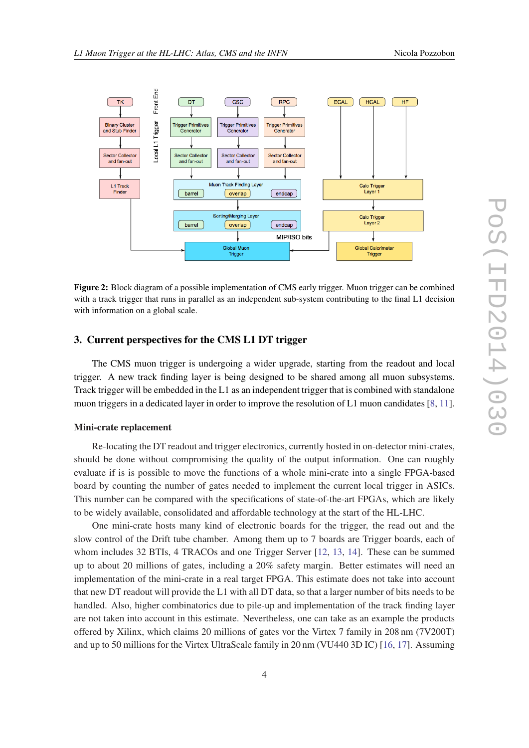TK

Binary Cluster and Stub Finder

Sector Collector and fan-out

L1 Track Finder

Front End

Local L1 Trigger

DT

Trigger Primitives Generator

Sector Collector and fan-out

CSC

Trigger Primitives Generator

Sector Collector and fan-out

RPC

Trigger Primitives Generator

Sector Collector and fan-out

Muon Track Finding Layer

barrel overlap endcap

Sorting/Merging Layer

barrel overlap endcap

MIP/ISO bits

Global Muon Trigger

ECAL HCAL HF

Calo Trigger Layer 1

Calo Trigger Layer 2

Global Calorimeter Trigger

**Figure 2:** Block diagram of a possible implementation of CMS early trigger. Muon trigger can be combined with a track trigger that runs in parallel as an independent sub-system contributing to the final L1 decision with information on a global scale.

## 3. Current perspectives for the CMS L1 DT trigger

The CMS muon trigger is undergoing a wider upgrade, starting from the readout and local trigger. A new track finding layer is being designed to be shared among all muon subsystems. Track trigger will be embedded in the L1 as an independent trigger that is combined with standalone muon triggers in a dedicated layer in order to improve the resolution of L1 muon candidates [8, 11].

### Mini-crate replacement

Re-locating the DT readout and trigger electronics, currently hosted in on-detector mini-crates, should be done without compromising the quality of the output information. One can roughly evaluate if is is possible to move the functions of a whole mini-crate into a single FPGA-based board by counting the number of gates needed to implement the current local trigger in ASICs. This number can be compared with the specifications of state-of-the-art FPGAs, which are likely to be widely available, consolidated and affordable technology at the start of the HL-LHC.

One mini-crate hosts many kind of electronic boards for the trigger, the read out and the slow control of the Drift tube chamber. Among them up to 7 boards are Trigger boards, each of whom includes 32 BTIs, 4 TRACOs and one Trigger Server [12, 13, 14]. These can be summed up to about 20 millions of gates, including a 20% safety margin. Better estimates will need an implementation of the mini-crate in a real target FPGA. This estimate does not take into account that new DT readout will provide the L1 with all DT data, so that a larger number of bits needs to be handled. Also, higher combinatorics due to pile-up and implementation of the track finding layer are not taken into account in this estimate. Nevertheless, one can take as an example the products offered by Xilinx, which claims 20 millions of gates vor the Virtex 7 family in 208 nm (7V200T) and up to 50 millions for the Virtex UltraScale family in 20 nm (VU440 3D IC) [16, 17]. Assuming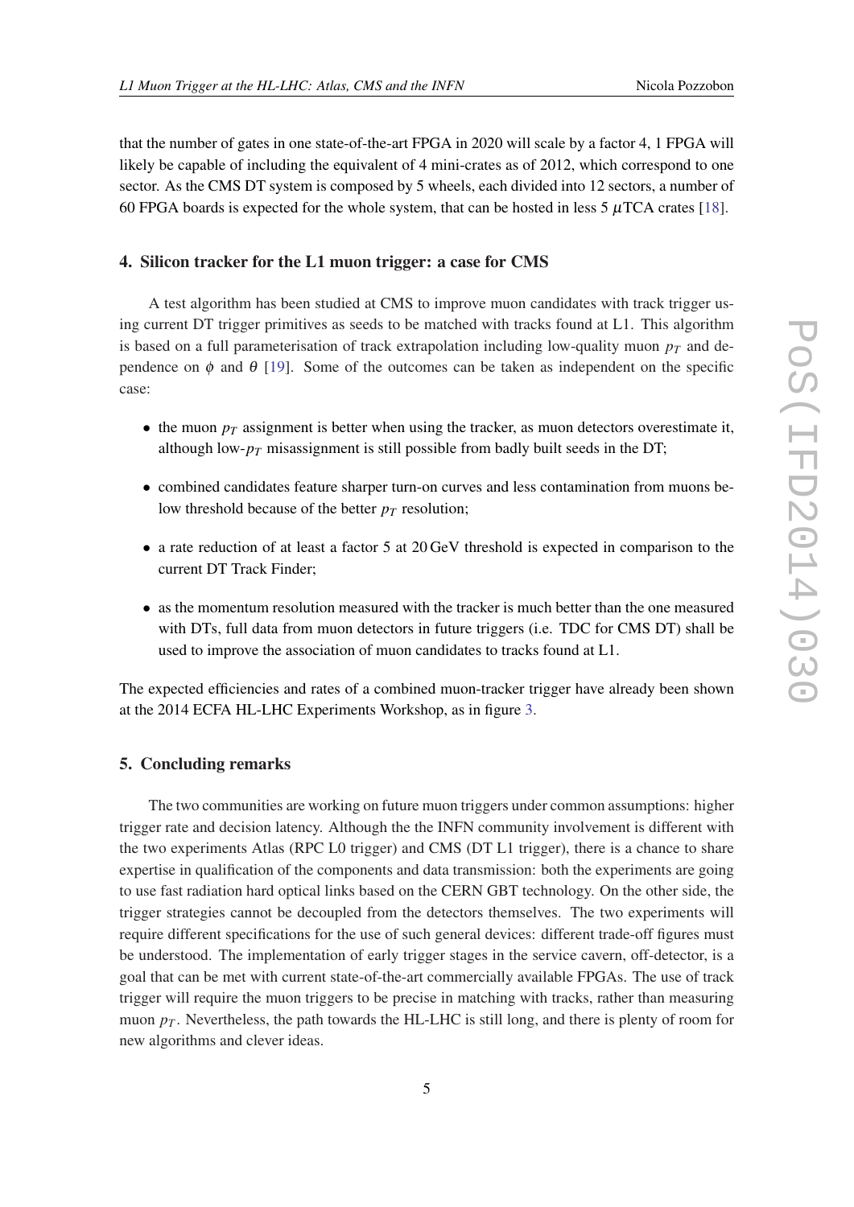that the number of gates in one state-of-the-art FPGA in 2020 will scale by a factor 4, 1 FPGA will likely be capable of including the equivalent of 4 mini-crates as of 2012, which correspond to one sector. As the CMS DT system is composed by 5 wheels, each divided into 12 sectors, a number of 60 FPGA boards is expected for the whole system, that can be hosted in less 5 $\mu$TCA crates [18].

## 4. Silicon tracker for the L1 muon trigger: a case for CMS

A test algorithm has been studied at CMS to improve muon candidates with track trigger using current DT trigger primitives as seeds to be matched with tracks found at L1. This algorithm is based on a full parameterisation of track extrapolation including low-quality muon $p_T$ and dependence on $\phi$ and $\theta$ [19]. Some of the outcomes can be taken as independent on the specific case:

- the muon $p_T$ assignment is better when using the tracker, as muon detectors overestimate it, although low-$p_T$ misassignment is still possible from badly built seeds in the DT;
- combined candidates feature sharper turn-on curves and less contamination from muons below threshold because of the better $p_T$ resolution;
- a rate reduction of at least a factor 5 at 20 GeV threshold is expected in comparison to the current DT Track Finder;
- as the momentum resolution measured with the tracker is much better than the one measured with DTs, full data from muon detectors in future triggers (i.e. TDC for CMS DT) shall be used to improve the association of muon candidates to tracks found at L1.

The expected efficiencies and rates of a combined muon-tracker trigger have already been shown at the 2014 ECFA HL-LHC Experiments Workshop, as in figure 3.

## 5. Concluding remarks

The two communities are working on future muon triggers under common assumptions: higher trigger rate and decision latency. Although the the INFN community involvement is different with the two experiments Atlas (RPC L0 trigger) and CMS (DT L1 trigger), there is a chance to share expertise in qualification of the components and data transmission: both the experiments are going to use fast radiation hard optical links based on the CERN GBT technology. On the other side, the trigger strategies cannot be decoupled from the detectors themselves. The two experiments will require different specifications for the use of such general devices: different trade-off figures must be understood. The implementation of early trigger stages in the service cavern, off-detector, is a goal that can be met with current state-of-the-art commercially available FPGAs. The use of track trigger will require the muon triggers to be precise in matching with tracks, rather than measuring muon $p_T$. Nevertheless, the path towards the HL-LHC is still long, and there is plenty of room for new algorithms and clever ideas.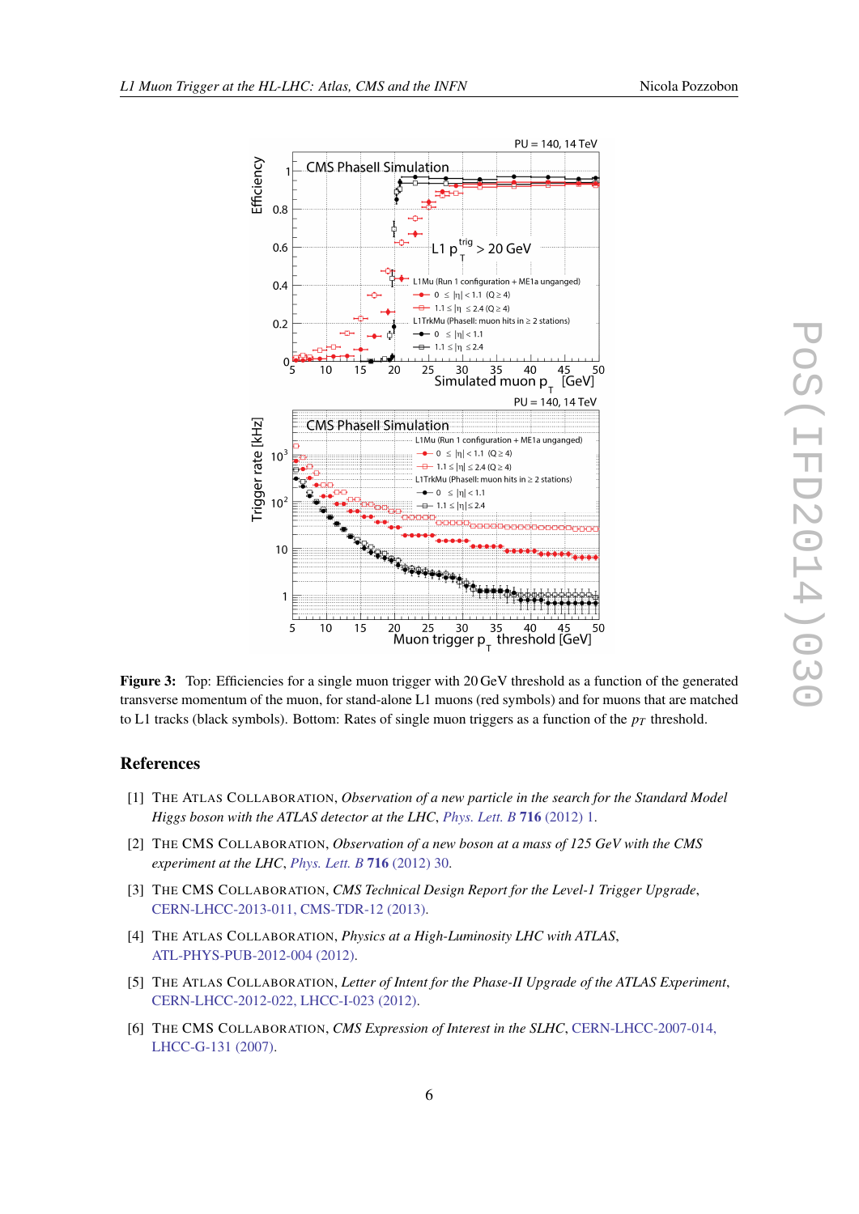PU = 140, 14 TeV

CMS PhaseII Simulation

Efficiency

L1 $p_T^{trig}$ > 20 GeV

L1Mu (Run 1 configuration + ME1a unganged)

0 ≤ |η| < 1.1 (Q ≥ 4)

1.1 ≤ |η| ≤ 2.4 (Q ≥ 4)

L1TrkMu (PhaseII: muon hits in ≥ 2 stations)

0 ≤ |η| < 1.1

1.1 ≤ |η| ≤ 2.4

Simulated muon $p_T$ [GeV]

PU = 140, 14 TeV

CMS PhaseII Simulation

Trigger rate [kHz]

L1Mu (Run 1 configuration + ME1a unganged)

0 ≤ |η| < 1.1 (Q ≥ 4)

1.1 ≤ |η| ≤ 2.4 (Q ≥ 4)

L1TrkMu (PhaseII: muon hits in ≥ 2 stations)

0 ≤ |η| < 1.1

1.1 ≤ |η| ≤ 2.4

Muon trigger $p_T$ threshold [GeV]

**Figure 3:** Top: Efficiencies for a single muon trigger with 20 GeV threshold as a function of the generated transverse momentum of the muon, for stand-alone L1 muons (red symbols) and for muons that are matched to L1 tracks (black symbols). Bottom: Rates of single muon triggers as a function of the $p_T$ threshold.

## References

[1] The ATLAS Collaboration, *Observation of a new particle in the search for the Standard Model Higgs boson with the ATLAS detector at the LHC*, Phys. Lett. B **716** (2012) 1.

[2] The CMS Collaboration, *Observation of a new boson at a mass of 125 GeV with the CMS experiment at the LHC*, Phys. Lett. B **716** (2012) 30.

[3] The CMS Collaboration, *CMS Technical Design Report for the Level-1 Trigger Upgrade*, CERN-LHCC-2013-011, CMS-TDR-12 (2013).

[4] The ATLAS Collaboration, *Physics at a High-Luminosity LHC with ATLAS*, ATL-PHYS-PUB-2012-004 (2012).

[5] The ATLAS Collaboration, *Letter of Intent for the Phase-II Upgrade of the ATLAS Experiment*, CERN-LHCC-2012-022, LHCC-I-023 (2012).

[6] The CMS Collaboration, *CMS Expression of Interest in the SLHC*, CERN-LHCC-2007-014, LHCC-G-131 (2007).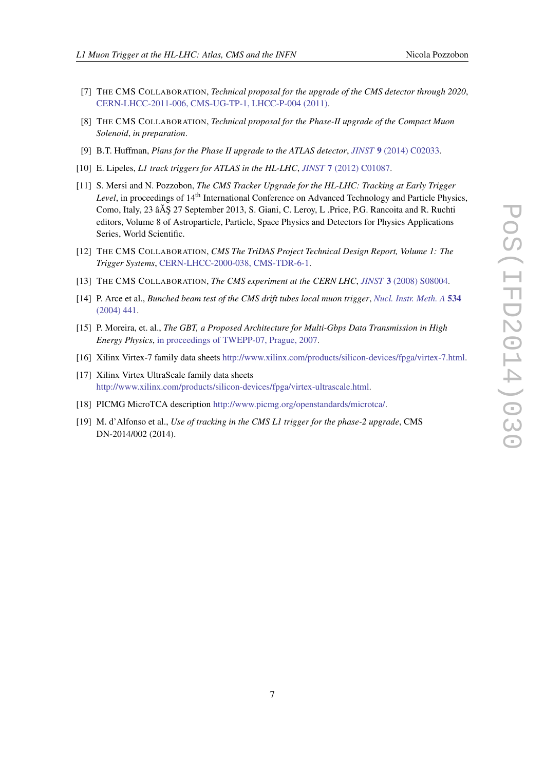[7] The CMS Collaboration, *Technical proposal for the upgrade of the CMS detector through 2020*, CERN-LHCC-2011-006, CMS-UG-TP-1, LHCC-P-004 (2011).

[8] The CMS Collaboration, *Technical proposal for the Phase-II upgrade of the Compact Muon Solenoid, in preparation*.

[9] B.T. Huffman, *Plans for the Phase II upgrade to the ATLAS detector*, *JINST* **9** (2014) C02033.

[10] E. Lipeles, *L1 track triggers for ATLAS in the HL-LHC*, *JINST* **7** (2012) C01087.

[11] S. Mersi and N. Pozzobon, *The CMS Tracker Upgrade for the HL-LHC: Tracking at Early Trigger Level*, in proceedings of 14th International Conference on Advanced Technology and Particle Physics, Como, Italy, 23 âĂŞ 27 September 2013, S. Giani, C. Leroy, L .Price, P.G. Rancoita and R. Ruchti editors, Volume 8 of Astroparticle, Particle, Space Physics and Detectors for Physics Applications Series, World Scientific.

[12] The CMS Collaboration, *CMS The TriDAS Project Technical Design Report, Volume 1: The Trigger Systems*, CERN-LHCC-2000-038, CMS-TDR-6-1.

[13] The CMS Collaboration, *The CMS experiment at the CERN LHC*, *JINST* **3** (2008) S08004.

[14] P. Arce et al., *Bunched beam test of the CMS drift tubes local muon trigger*, *Nucl. Instr. Meth. A* **534** (2004) 441.

[15] P. Moreira, et. al., *The GBT, a Proposed Architecture for Multi-Gbps Data Transmission in High Energy Physics*, in proceedings of TWEPP-07, Prague, 2007.

[16] Xilinx Virtex-7 family data sheets http://www.xilinx.com/products/silicon-devices/fpga/virtex-7.html.

[17] Xilinx Virtex UltraScale family data sheets http://www.xilinx.com/products/silicon-devices/fpga/virtex-ultrascale.html.

[18] PICMG MicroTCA description http://www.picmg.org/openstandards/microtca/.

[19] M. d'Alfonso et al., *Use of tracking in the CMS L1 trigger for the phase-2 upgrade*, CMS DN-2014/002 (2014).